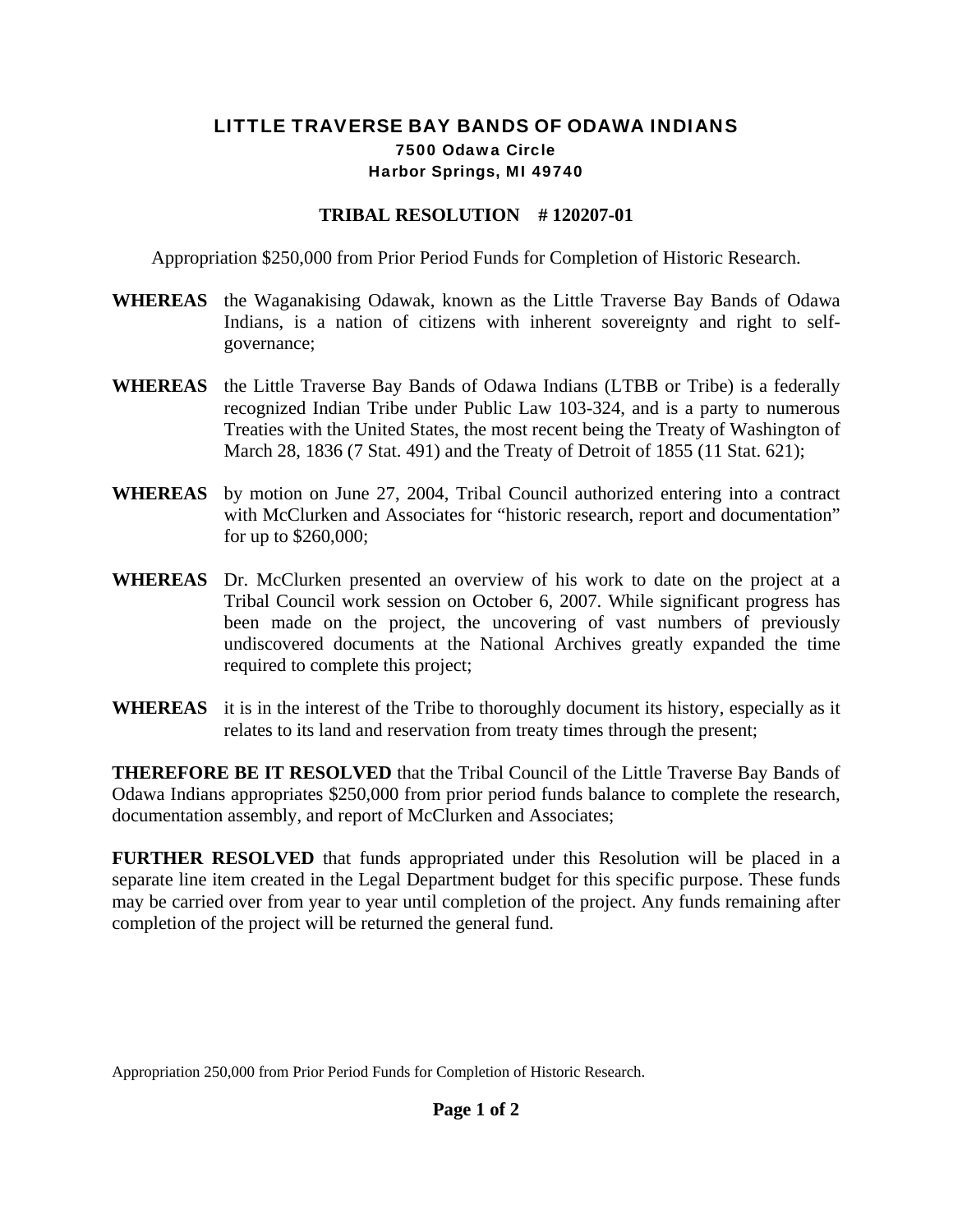# LITTLE TRAVERSE BAY BANDS OF ODAWA INDIANS

**7500 Odawa Circle**
**Harbor Springs, MI 49740**

## TRIBAL RESOLUTION # 120207-01

Appropriation $250,000 from Prior Period Funds for Completion of Historic Research.

**WHEREAS** the Waganakising Odawak, known as the Little Traverse Bay Bands of Odawa Indians, is a nation of citizens with inherent sovereignty and right to self-governance;

**WHEREAS** the Little Traverse Bay Bands of Odawa Indians (LTBB or Tribe) is a federally recognized Indian Tribe under Public Law 103-324, and is a party to numerous Treaties with the United States, the most recent being the Treaty of Washington of March 28, 1836 (7 Stat. 491) and the Treaty of Detroit of 1855 (11 Stat. 621);

**WHEREAS** by motion on June 27, 2004, Tribal Council authorized entering into a contract with McClurken and Associates for "historic research, report and documentation" for up to $260,000;

**WHEREAS** Dr. McClurken presented an overview of his work to date on the project at a Tribal Council work session on October 6, 2007. While significant progress has been made on the project, the uncovering of vast numbers of previously undiscovered documents at the National Archives greatly expanded the time required to complete this project;

**WHEREAS** it is in the interest of the Tribe to thoroughly document its history, especially as it relates to its land and reservation from treaty times through the present;

**THEREFORE BE IT RESOLVED** that the Tribal Council of the Little Traverse Bay Bands of Odawa Indians appropriates $250,000 from prior period funds balance to complete the research, documentation assembly, and report of McClurken and Associates;

**FURTHER RESOLVED** that funds appropriated under this Resolution will be placed in a separate line item created in the Legal Department budget for this specific purpose. These funds may be carried over from year to year until completion of the project. Any funds remaining after completion of the project will be returned the general fund.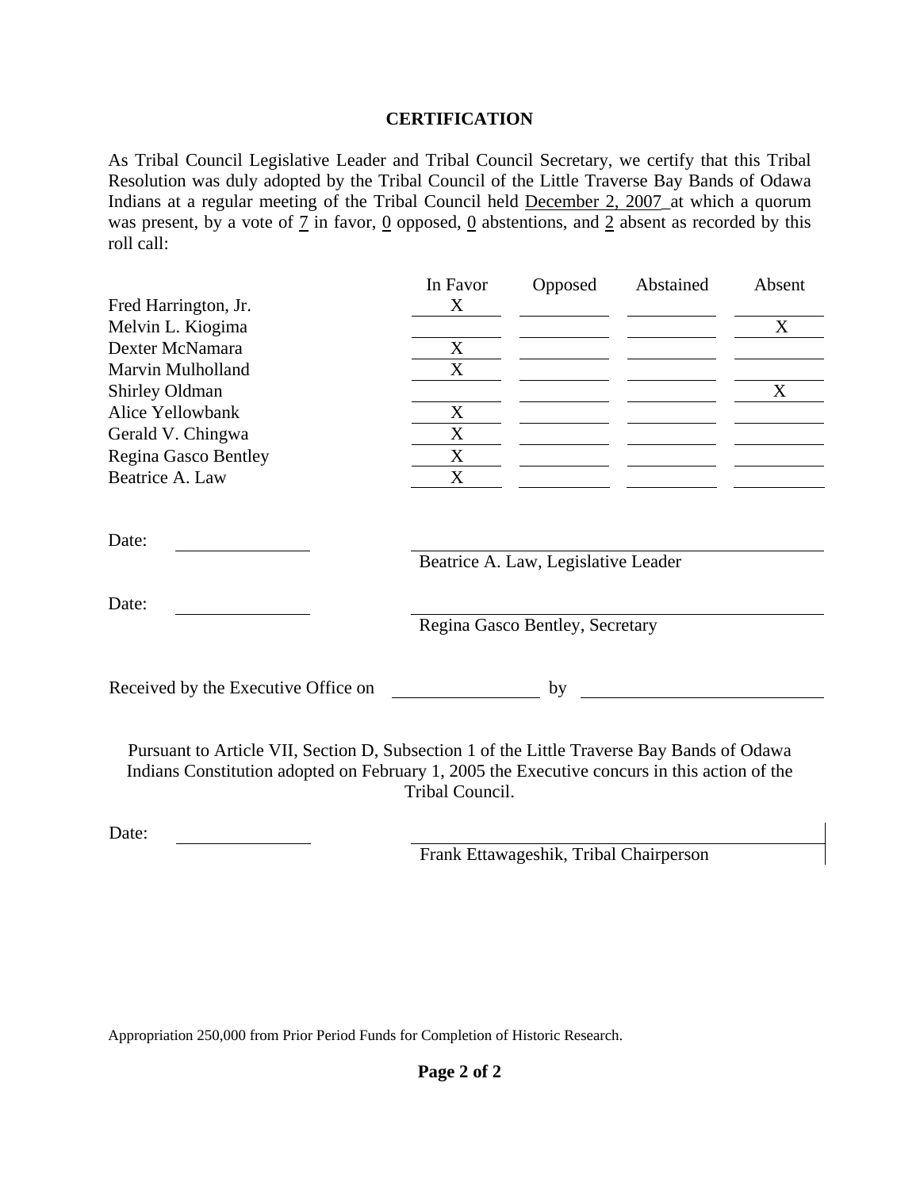**CERTIFICATION**

As Tribal Council Legislative Leader and Tribal Council Secretary, we certify that this Tribal Resolution was duly adopted by the Tribal Council of the Little Traverse Bay Bands of Odawa Indians at a regular meeting of the Tribal Council held December 2, 2007 at which a quorum was present, by a vote of 7 in favor, 0 opposed, 0 abstentions, and 2 absent as recorded by this roll call:

| | In Favor | Opposed | Abstained | Absent |
|---|---|---|---|---|
| Fred Harrington, Jr. | X | | | |
| Melvin L. Kiogima | | | | X |
| Dexter McNamara | X | | | |
| Marvin Mulholland | X | | | |
| Shirley Oldman | | | | X |
| Alice Yellowbank | X | | | |
| Gerald V. Chingwa | X | | | |
| Regina Gasco Bentley | X | | | |
| Beatrice A. Law | X | | | |

Date: ______________ ______________________________
Beatrice A. Law, Legislative Leader

Date: ______________ ______________________________
Regina Gasco Bentley, Secretary

Received by the Executive Office on ______________ by ______________________

Pursuant to Article VII, Section D, Subsection 1 of the Little Traverse Bay Bands of Odawa Indians Constitution adopted on February 1, 2005 the Executive concurs in this action of the Tribal Council.

Date: ______________ ______________________________
Frank Ettawageshik, Tribal Chairperson

Appropriation 250,000 from Prior Period Funds for Completion of Historic Research.